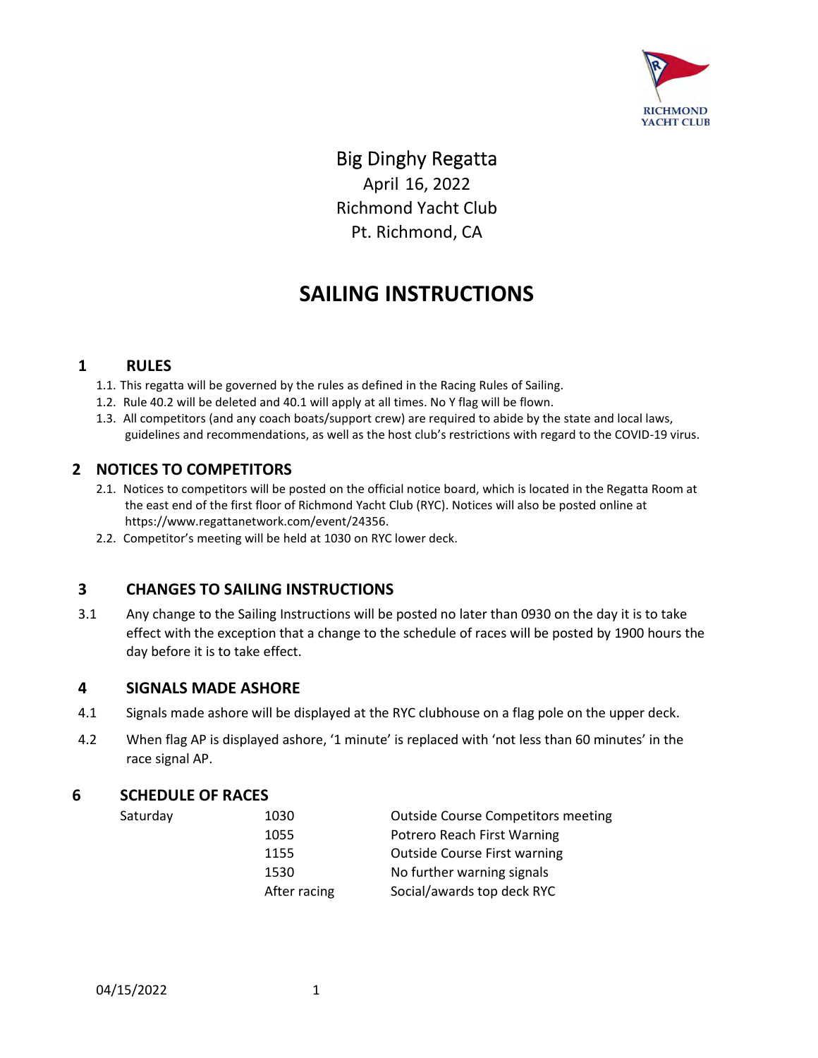RICHMOND YACHT CLUB

# Big Dinghy Regatta

April 16, 2022

Richmond Yacht Club

Pt. Richmond, CA

# SAILING INSTRUCTIONS

## 1 RULES

1.1. This regatta will be governed by the rules as defined in the Racing Rules of Sailing.

1.2. Rule 40.2 will be deleted and 40.1 will apply at all times. No Y flag will be flown.

1.3. All competitors (and any coach boats/support crew) are required to abide by the state and local laws, guidelines and recommendations, as well as the host club's restrictions with regard to the COVID-19 virus.

## 2 NOTICES TO COMPETITORS

2.1. Notices to competitors will be posted on the official notice board, which is located in the Regatta Room at the east end of the first floor of Richmond Yacht Club (RYC). Notices will also be posted online at https://www.regattanetwork.com/event/24356.

2.2. Competitor's meeting will be held at 1030 on RYC lower deck.

## 3 CHANGES TO SAILING INSTRUCTIONS

3.1 Any change to the Sailing Instructions will be posted no later than 0930 on the day it is to take effect with the exception that a change to the schedule of races will be posted by 1900 hours the day before it is to take effect.

## 4 SIGNALS MADE ASHORE

4.1 Signals made ashore will be displayed at the RYC clubhouse on a flag pole on the upper deck.

4.2 When flag AP is displayed ashore, '1 minute' is replaced with 'not less than 60 minutes' in the race signal AP.

## 6 SCHEDULE OF RACES

| | | |
|---|---|---|
| Saturday | 1030 | Outside Course Competitors meeting |
| | 1055 | Potrero Reach First Warning |
| | 1155 | Outside Course First warning |
| | 1530 | No further warning signals |
| | After racing | Social/awards top deck RYC |

04/15/2022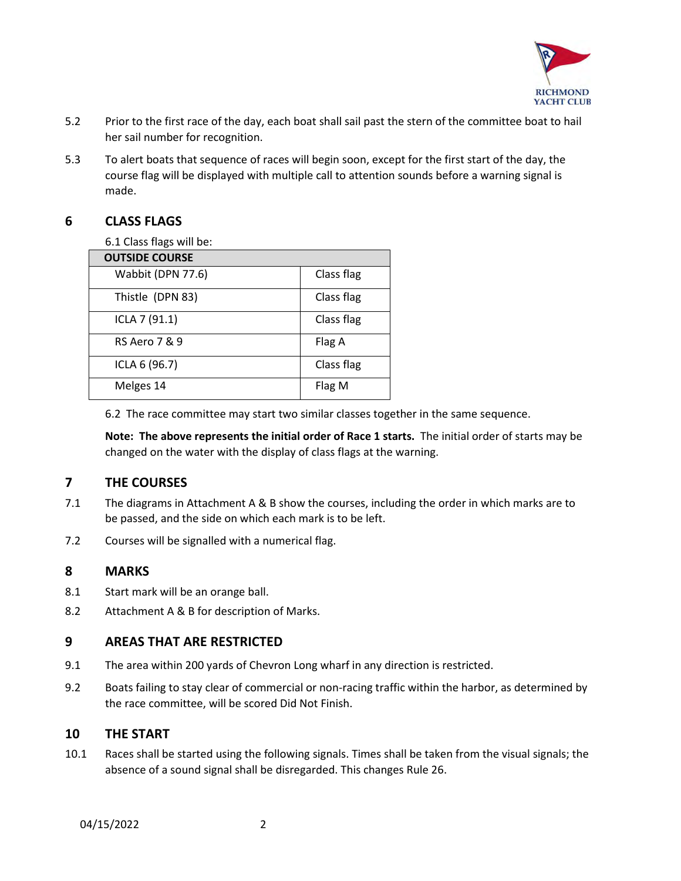5.2 Prior to the first race of the day, each boat shall sail past the stern of the committee boat to hail her sail number for recognition.

5.3 To alert boats that sequence of races will begin soon, except for the first start of the day, the course flag will be displayed with multiple call to attention sounds before a warning signal is made.

## 6 CLASS FLAGS

6.1 Class flags will be:

| OUTSIDE COURSE | |
|---|---|
| Wabbit (DPN 77.6) | Class flag |
| Thistle (DPN 83) | Class flag |
| ICLA 7 (91.1) | Class flag |
| RS Aero 7 & 9 | Flag A |
| ICLA 6 (96.7) | Class flag |
| Melges 14 | Flag M |

6.2 The race committee may start two similar classes together in the same sequence.

**Note: The above represents the initial order of Race 1 starts.** The initial order of starts may be changed on the water with the display of class flags at the warning.

## 7 THE COURSES

7.1 The diagrams in Attachment A & B show the courses, including the order in which marks are to be passed, and the side on which each mark is to be left.

7.2 Courses will be signalled with a numerical flag.

## 8 MARKS

8.1 Start mark will be an orange ball.

8.2 Attachment A & B for description of Marks.

## 9 AREAS THAT ARE RESTRICTED

9.1 The area within 200 yards of Chevron Long wharf in any direction is restricted.

9.2 Boats failing to stay clear of commercial or non-racing traffic within the harbor, as determined by the race committee, will be scored Did Not Finish.

## 10 THE START

10.1 Races shall be started using the following signals. Times shall be taken from the visual signals; the absence of a sound signal shall be disregarded. This changes Rule 26.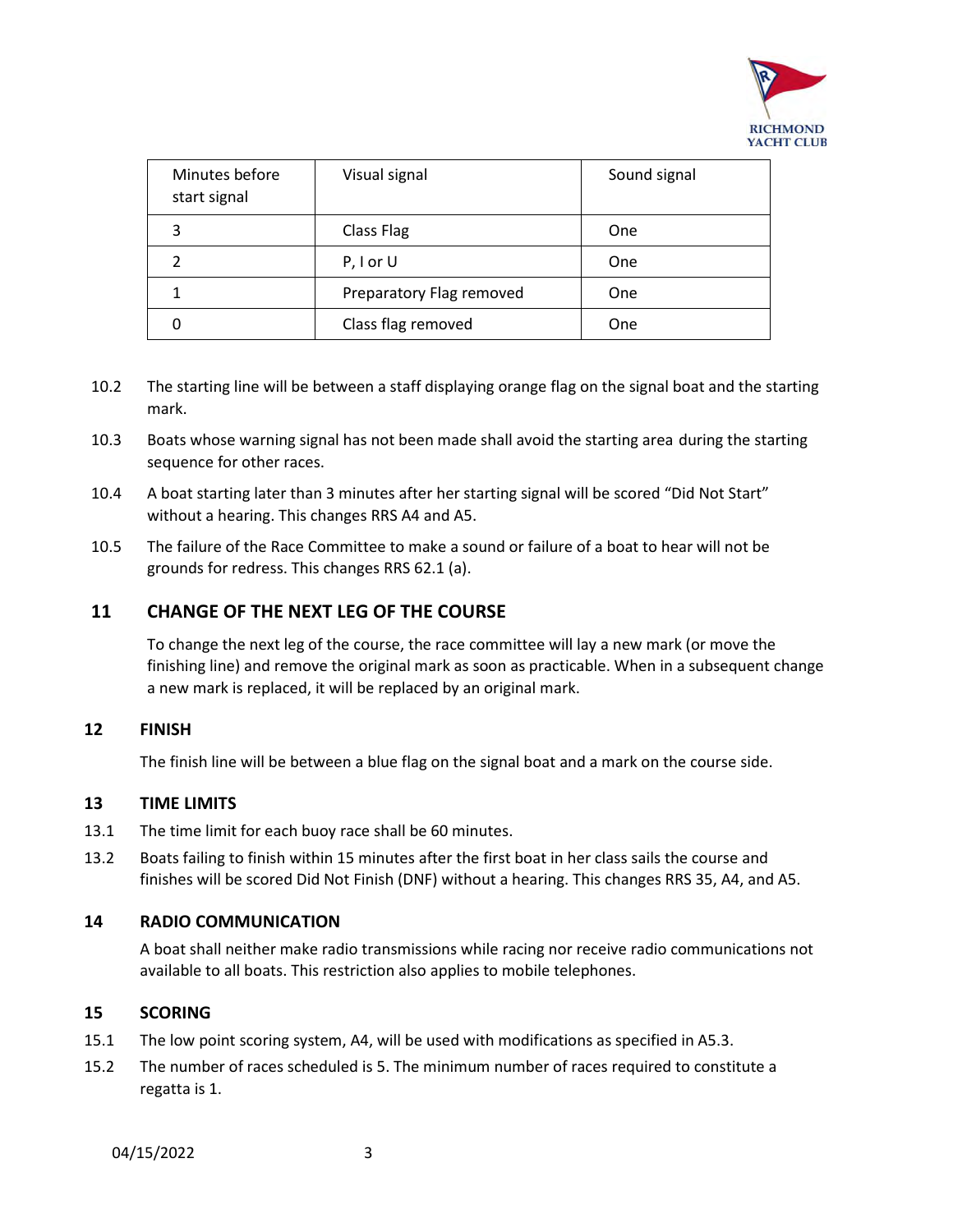| Minutes before start signal | Visual signal | Sound signal |
|---|---|---|
| 3 | Class Flag | One |
| 2 | P, I or U | One |
| 1 | Preparatory Flag removed | One |
| 0 | Class flag removed | One |

10.2 The starting line will be between a staff displaying orange flag on the signal boat and the starting mark.

10.3 Boats whose warning signal has not been made shall avoid the starting area during the starting sequence for other races.

10.4 A boat starting later than 3 minutes after her starting signal will be scored "Did Not Start" without a hearing. This changes RRS A4 and A5.

10.5 The failure of the Race Committee to make a sound or failure of a boat to hear will not be grounds for redress. This changes RRS 62.1 (a).

## 11 CHANGE OF THE NEXT LEG OF THE COURSE

To change the next leg of the course, the race committee will lay a new mark (or move the finishing line) and remove the original mark as soon as practicable. When in a subsequent change a new mark is replaced, it will be replaced by an original mark.

## 12 FINISH

The finish line will be between a blue flag on the signal boat and a mark on the course side.

## 13 TIME LIMITS

13.1 The time limit for each buoy race shall be 60 minutes.

13.2 Boats failing to finish within 15 minutes after the first boat in her class sails the course and finishes will be scored Did Not Finish (DNF) without a hearing. This changes RRS 35, A4, and A5.

## 14 RADIO COMMUNICATION

A boat shall neither make radio transmissions while racing nor receive radio communications not available to all boats. This restriction also applies to mobile telephones.

## 15 SCORING

15.1 The low point scoring system, A4, will be used with modifications as specified in A5.3.

15.2 The number of races scheduled is 5. The minimum number of races required to constitute a regatta is 1.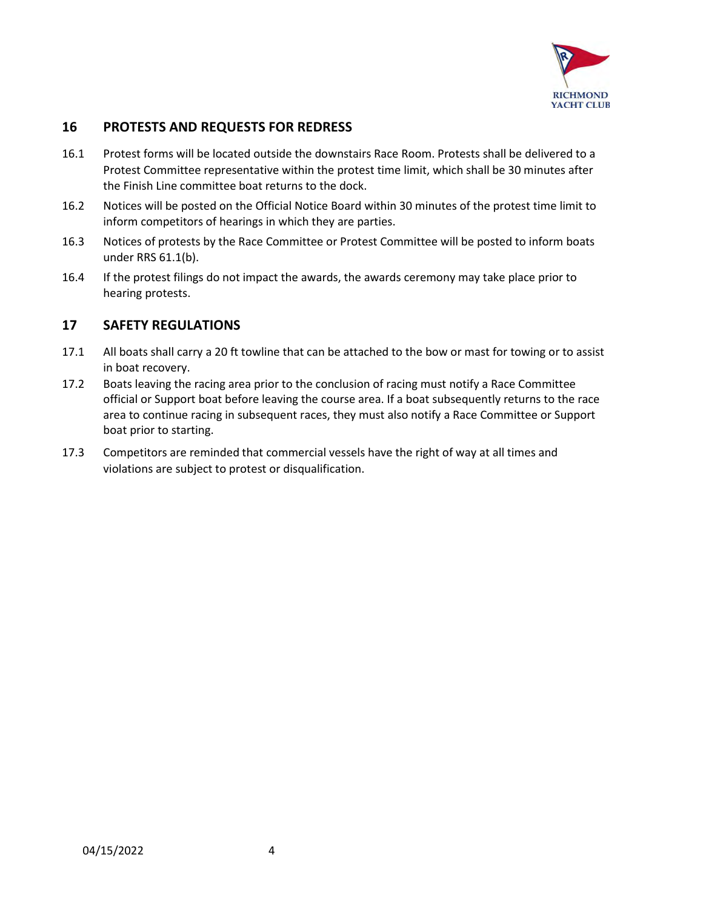## 16 PROTESTS AND REQUESTS FOR REDRESS

16.1 Protest forms will be located outside the downstairs Race Room. Protests shall be delivered to a Protest Committee representative within the protest time limit, which shall be 30 minutes after the Finish Line committee boat returns to the dock.

16.2 Notices will be posted on the Official Notice Board within 30 minutes of the protest time limit to inform competitors of hearings in which they are parties.

16.3 Notices of protests by the Race Committee or Protest Committee will be posted to inform boats under RRS 61.1(b).

16.4 If the protest filings do not impact the awards, the awards ceremony may take place prior to hearing protests.

## 17 SAFETY REGULATIONS

17.1 All boats shall carry a 20 ft towline that can be attached to the bow or mast for towing or to assist in boat recovery.

17.2 Boats leaving the racing area prior to the conclusion of racing must notify a Race Committee official or Support boat before leaving the course area. If a boat subsequently returns to the race area to continue racing in subsequent races, they must also notify a Race Committee or Support boat prior to starting.

17.3 Competitors are reminded that commercial vessels have the right of way at all times and violations are subject to protest or disqualification.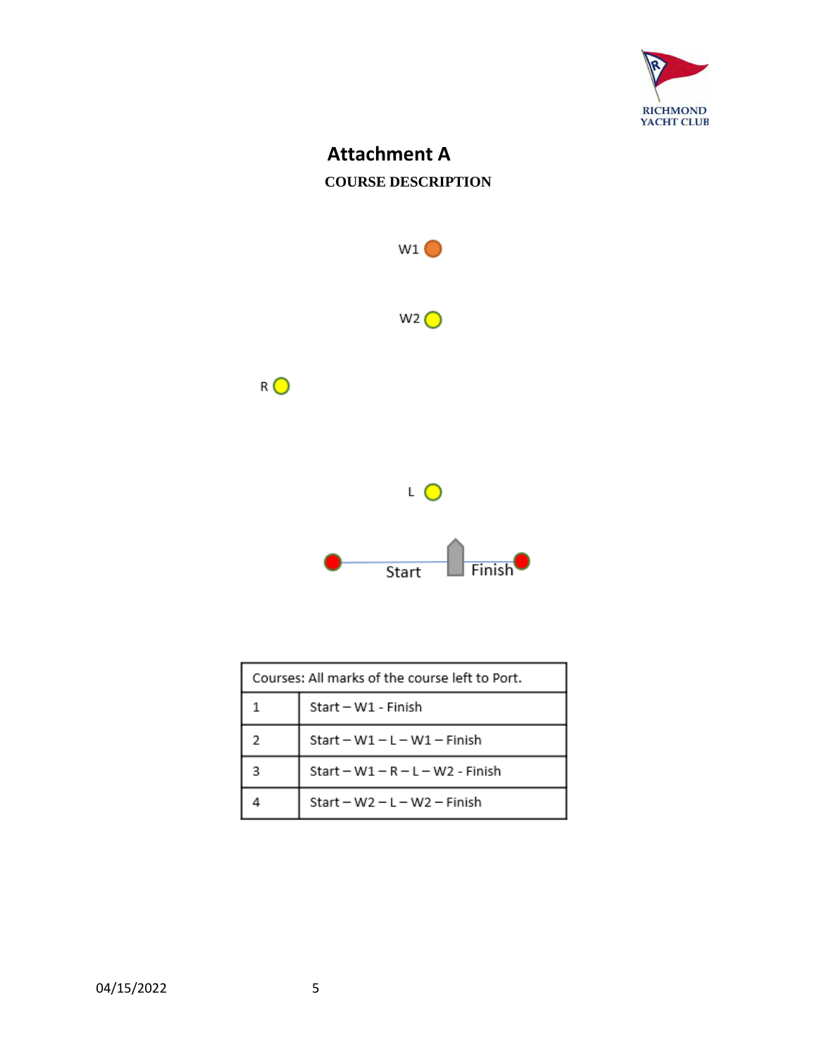RICHMOND YACHT CLUB

# Attachment A

## COURSE DESCRIPTION

W1

W2

R

L

Start

Finish

| Courses: All marks of the course left to Port. | |
|---|---|
| 1 | Start – W1 - Finish |
| 2 | Start – W1 – L – W1 – Finish |
| 3 | Start – W1 – R – L – W2 - Finish |
| 4 | Start – W2 – L – W2 – Finish |

04/15/2022